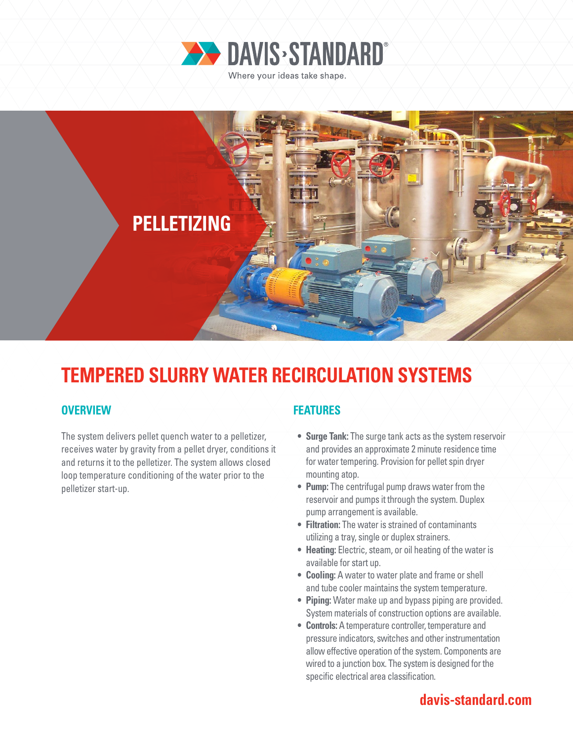DAVIS·STANDARD®

Where your ideas take shape.

PELLETIZING

# TEMPERED SLURRY WATER RECIRCULATION SYSTEMS

## OVERVIEW

The system delivers pellet quench water to a pelletizer, receives water by gravity from a pellet dryer, conditions it and returns it to the pelletizer. The system allows closed loop temperature conditioning of the water prior to the pelletizer start-up.

## FEATURES

- **Surge Tank:** The surge tank acts as the system reservoir and provides an approximate 2 minute residence time for water tempering. Provision for pellet spin dryer mounting atop.
- **Pump:** The centrifugal pump draws water from the reservoir and pumps it through the system. Duplex pump arrangement is available.
- **Filtration:** The water is strained of contaminants utilizing a tray, single or duplex strainers.
- **Heating:** Electric, steam, or oil heating of the water is available for start up.
- **Cooling:** A water to water plate and frame or shell and tube cooler maintains the system temperature.
- **Piping:** Water make up and bypass piping are provided. System materials of construction options are available.
- **Controls:** A temperature controller, temperature and pressure indicators, switches and other instrumentation allow effective operation of the system. Components are wired to a junction box. The system is designed for the specific electrical area classification.

davis-standard.com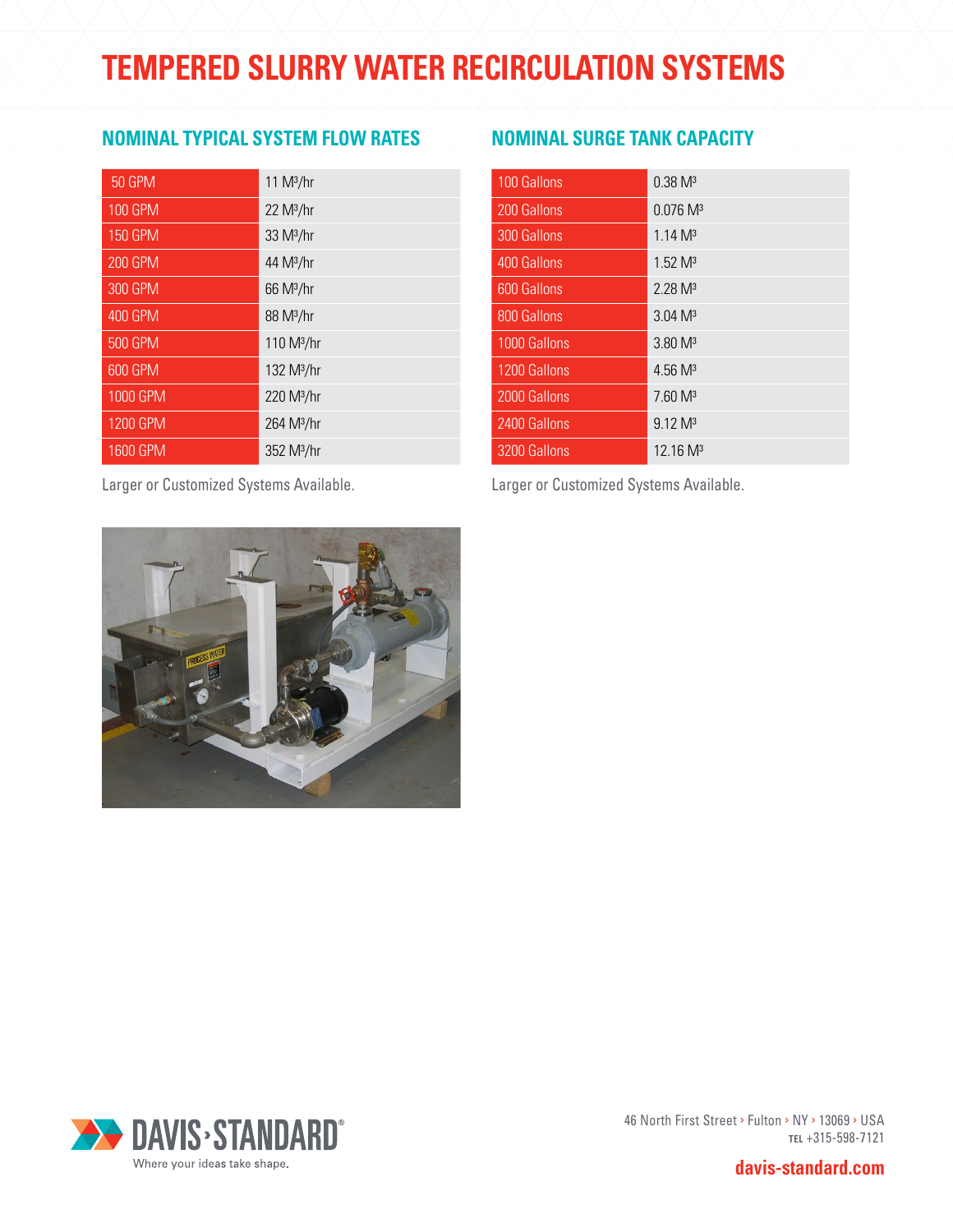# TEMPERED SLURRY WATER RECIRCULATION SYSTEMS

## NOMINAL TYPICAL SYSTEM FLOW RATES

| | |
|---|---|
| 50 GPM | 11 $M^3$/hr |
| 100 GPM | 22 $M^3$/hr |
| 150 GPM | 33 $M^3$/hr |
| 200 GPM | 44 $M^3$/hr |
| 300 GPM | 66 $M^3$/hr |
| 400 GPM | 88 $M^3$/hr |
| 500 GPM | 110 $M^3$/hr |
| 600 GPM | 132 $M^3$/hr |
| 1000 GPM | 220 $M^3$/hr |
| 1200 GPM | 264 $M^3$/hr |
| 1600 GPM | 352 $M^3$/hr |

Larger or Customized Systems Available.

## NOMINAL SURGE TANK CAPACITY

| | |
|---|---|
| 100 Gallons | 0.38 $M^3$ |
| 200 Gallons | 0.076 $M^3$ |
| 300 Gallons | 1.14 $M^3$ |
| 400 Gallons | 1.52 $M^3$ |
| 600 Gallons | 2.28 $M^3$ |
| 800 Gallons | 3.04 $M^3$ |
| 1000 Gallons | 3.80 $M^3$ |
| 1200 Gallons | 4.56 $M^3$ |
| 2000 Gallons | 7.60 $M^3$ |
| 2400 Gallons | 9.12 $M^3$ |
| 3200 Gallons | 12.16 $M^3$ |

Larger or Customized Systems Available.

DAVIS-STANDARD®
Where your ideas take shape.

46 North First Street › Fulton › NY › 13069 › USA
TEL +315-598-7121

davis-standard.com